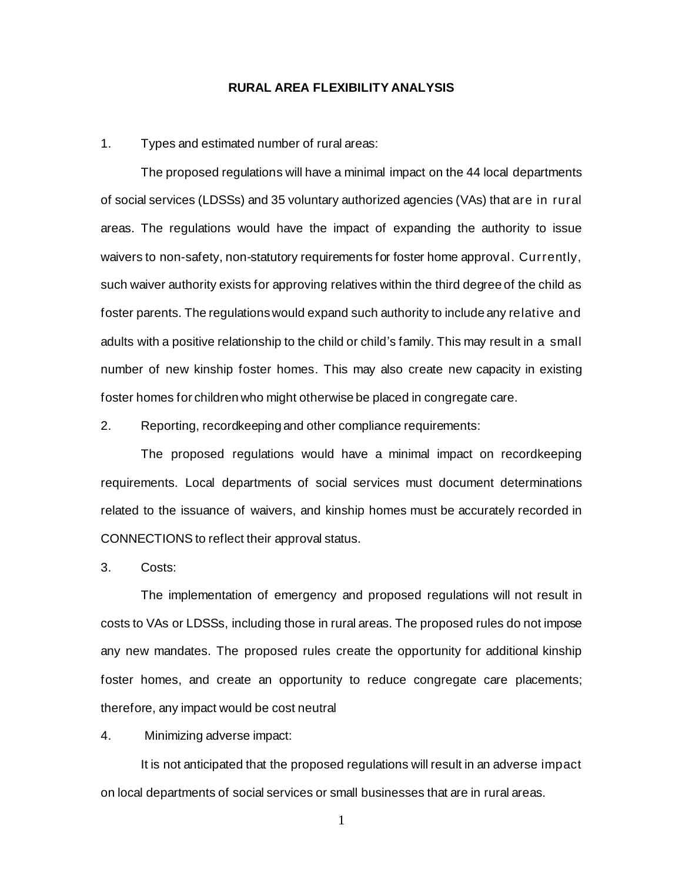# RURAL AREA FLEXIBILITY ANALYSIS

1. Types and estimated number of rural areas:

The proposed regulations will have a minimal impact on the 44 local departments of social services (LDSSs) and 35 voluntary authorized agencies (VAs) that are in rural areas. The regulations would have the impact of expanding the authority to issue waivers to non-safety, non-statutory requirements for foster home approval. Currently, such waiver authority exists for approving relatives within the third degree of the child as foster parents. The regulations would expand such authority to include any relative and adults with a positive relationship to the child or child's family. This may result in a small number of new kinship foster homes. This may also create new capacity in existing foster homes for children who might otherwise be placed in congregate care.

2. Reporting, recordkeeping and other compliance requirements:

The proposed regulations would have a minimal impact on recordkeeping requirements. Local departments of social services must document determinations related to the issuance of waivers, and kinship homes must be accurately recorded in CONNECTIONS to reflect their approval status.

3. Costs:

The implementation of emergency and proposed regulations will not result in costs to VAs or LDSSs, including those in rural areas. The proposed rules do not impose any new mandates. The proposed rules create the opportunity for additional kinship foster homes, and create an opportunity to reduce congregate care placements; therefore, any impact would be cost neutral

4. Minimizing adverse impact:

It is not anticipated that the proposed regulations will result in an adverse impact on local departments of social services or small businesses that are in rural areas.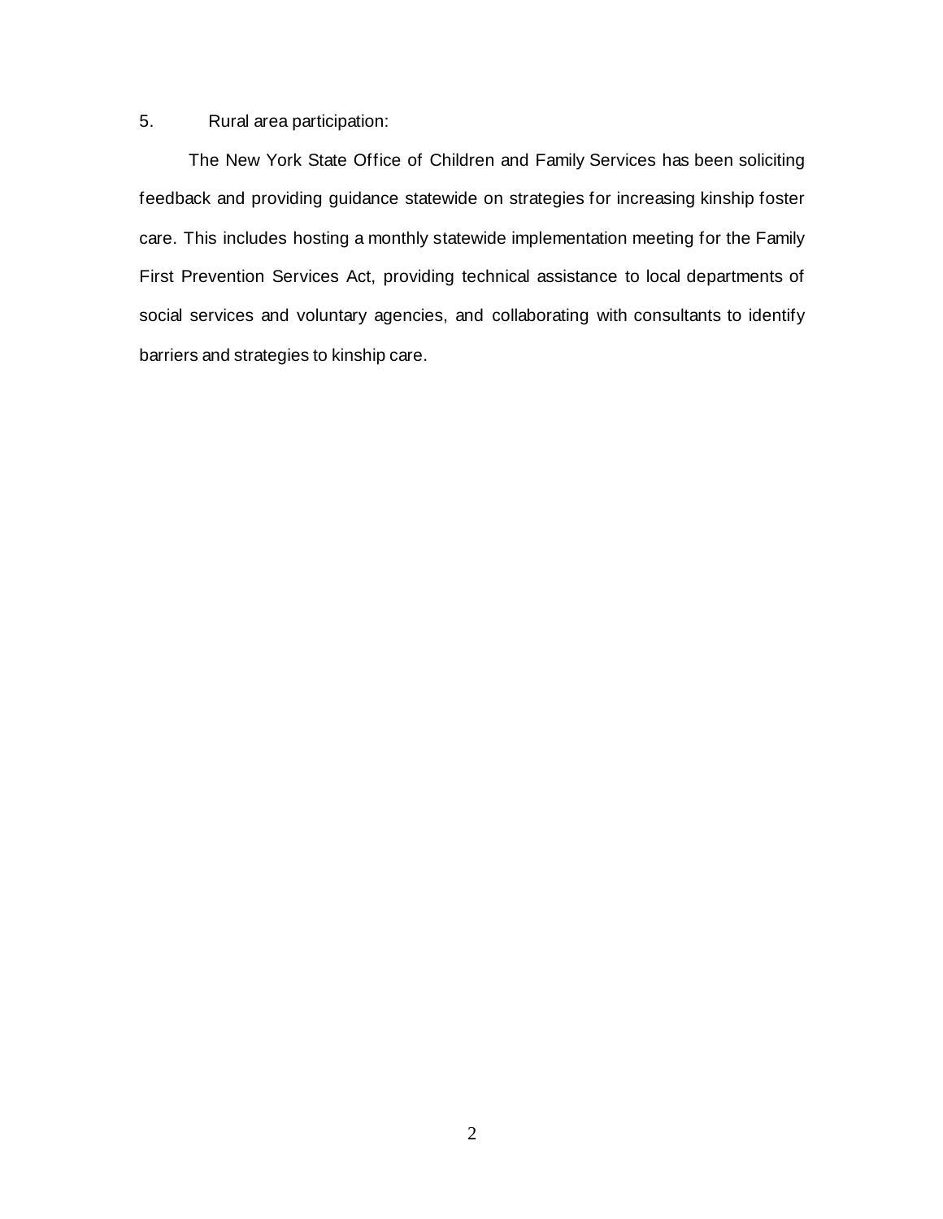5. Rural area participation:

The New York State Office of Children and Family Services has been soliciting feedback and providing guidance statewide on strategies for increasing kinship foster care. This includes hosting a monthly statewide implementation meeting for the Family First Prevention Services Act, providing technical assistance to local departments of social services and voluntary agencies, and collaborating with consultants to identify barriers and strategies to kinship care.